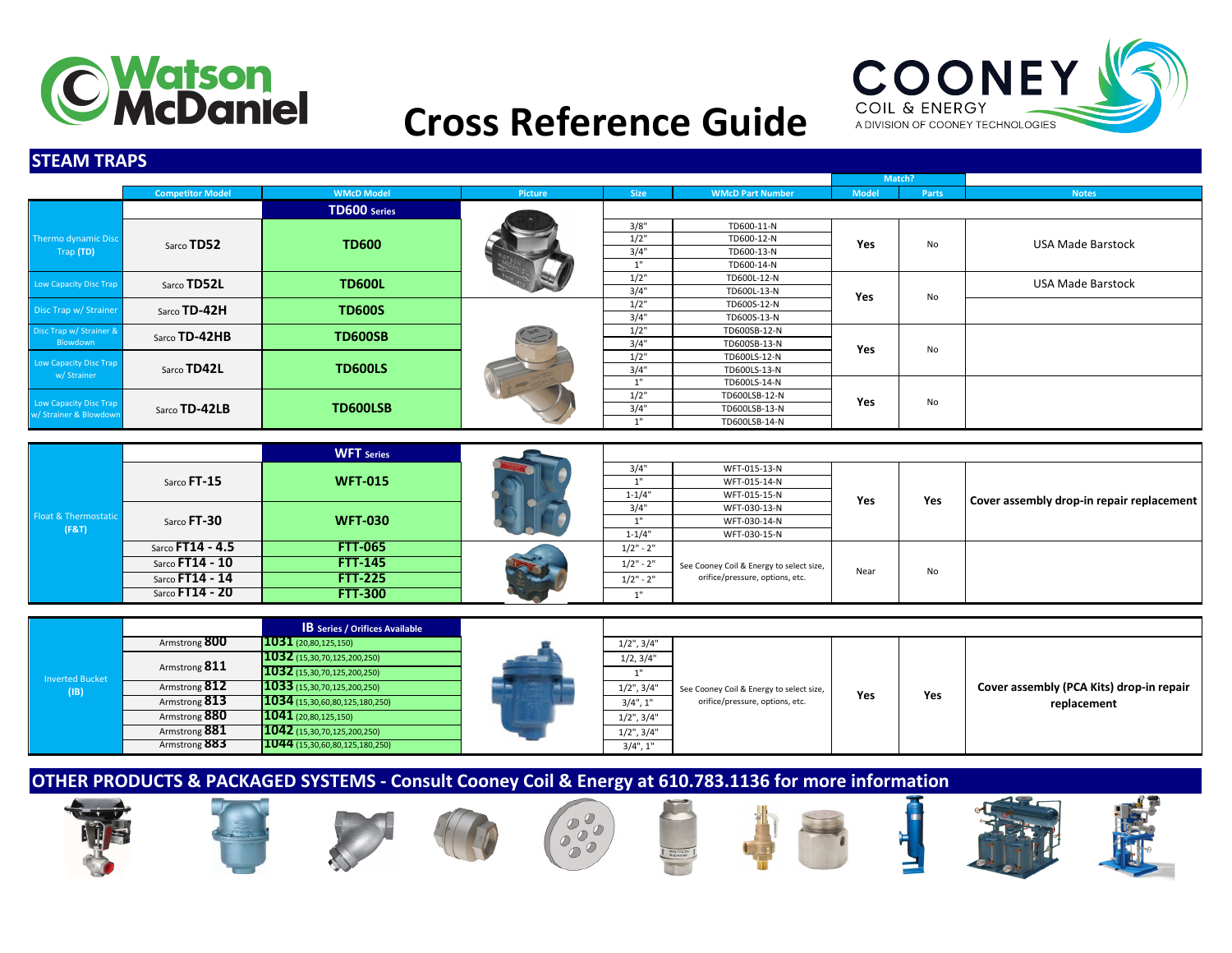# Cross Reference Guide

Watson McDaniel

COONEY COIL & ENERGY — A DIVISION OF COONEY TECHNOLOGIES

## STEAM TRAPS

| | Competitor Model | WMcD Model | Size | WMcD Part Number | Match? Model | Match? Parts | Notes |
|---|---|---|---|---|---|---|---|
| | | **TD600 Series** | | | | | |
| Thermo dynamic Disc Trap (TD) | Sarco **TD52** | **TD600** | 3/8" | TD600-11-N | Yes | No | USA Made Barstock |
| | | | 1/2" | TD600-12-N | | | |
| | | | 3/4" | TD600-13-N | | | |
| | | | 1" | TD600-14-N | | | |
| Low Capacity Disc Trap | Sarco **TD52L** | **TD600L** | 1/2" | TD600L-12-N | Yes | No | USA Made Barstock |
| | | | 3/4" | TD600L-13-N | | | |
| Disc Trap w/ Strainer | Sarco **TD-42H** | **TD600S** | 1/2" | TD600S-12-N | | | |
| | | | 3/4" | TD600S-13-N | | | |
| Disc Trap w/ Strainer & Blowdown | Sarco **TD-42HB** | **TD600SB** | 1/2" | TD600SB-12-N | Yes | No | |
| | | | 3/4" | TD600SB-13-N | | | |
| Low Capacity Disc Trap w/ Strainer | Sarco **TD42L** | **TD600LS** | 1/2" | TD600LS-12-N | | | |
| | | | 3/4" | TD600LS-13-N | | | |
| | | | 1" | TD600LS-14-N | | | |
| Low Capacity Disc Trap w/ Strainer & Blowdown | Sarco **TD-42LB** | **TD600LSB** | 1/2" | TD600LSB-12-N | Yes | No | |
| | | | 3/4" | TD600LSB-13-N | | | |
| | | | 1" | TD600LSB-14-N | | | |

| | Competitor Model | WMcD Model | Size | WMcD Part Number | Match? Model | Match? Parts | Notes |
|---|---|---|---|---|---|---|---|
| | | **WFT Series** | | | | | |
| Float & Thermostatic (F&T) | Sarco **FT-15** | **WFT-015** | 3/4" | WFT-015-13-N | Yes | Yes | Cover assembly drop-in repair replacement |
| | | | 1" | WFT-015-14-N | | | |
| | | | 1-1/4" | WFT-015-15-N | | | |
| | Sarco **FT-30** | **WFT-030** | 3/4" | WFT-030-13-N | | | |
| | | | 1" | WFT-030-14-N | | | |
| | | | 1-1/4" | WFT-030-15-N | | | |
| | Sarco **FT14 - 4.5** | **FTT-065** | 1/2" - 2" | See Cooney Coil & Energy to select size, orifice/pressure, options, etc. | Near | No | |
| | Sarco **FT14 - 10** | **FTT-145** | 1/2" - 2" | | | | |
| | Sarco **FT14 - 14** | **FTT-225** | 1/2" - 2" | | | | |
| | Sarco **FT14 - 20** | **FTT-300** | 1" | | | | |

| | Competitor Model | WMcD Model | Size | WMcD Part Number | Match? Model | Match? Parts | Notes |
|---|---|---|---|---|---|---|---|
| | | **IB Series / Orifices Available** | | | | | |
| Inverted Bucket (IB) | Armstrong **800** | **1031** (20,80,125,150) | 1/2", 3/4" | See Cooney Coil & Energy to select size, orifice/pressure, options, etc. | Yes | Yes | Cover assembly (PCA Kits) drop-in repair replacement |
| | Armstrong **811** | **1032** (15,30,70,125,200,250) | 1/2, 3/4" | | | | |
| | | **1032** (15,30,70,125,200,250) | 1" | | | | |
| | Armstrong **812** | **1033** (15,30,70,125,200,250) | 1/2", 3/4" | | | | |
| | Armstrong **813** | **1034** (15,30,60,80,125,180,250) | 3/4", 1" | | | | |
| | Armstrong **880** | **1041** (20,80,125,150) | 1/2", 3/4" | | | | |
| | Armstrong **881** | **1042** (15,30,70,125,200,250) | 1/2", 3/4" | | | | |
| | Armstrong **883** | **1044** (15,30,60,80,125,180,250) | 3/4", 1" | | | | |

## OTHER PRODUCTS & PACKAGED SYSTEMS - Consult Cooney Coil & Energy at 610.783.1136 for more information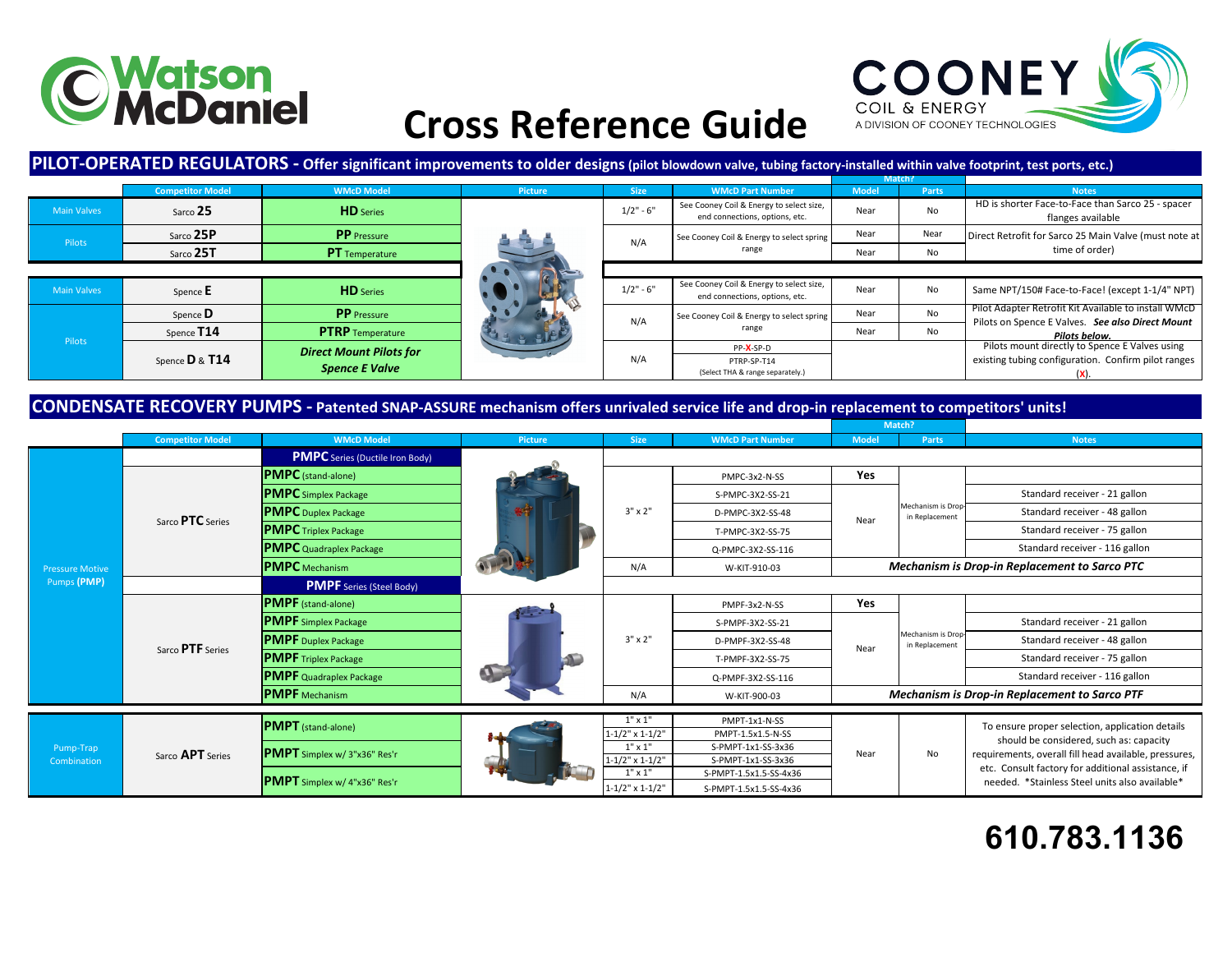# Cross Reference Guide

Watson McDaniel

COONEY COIL & ENERGY — A DIVISION OF COONEY TECHNOLOGIES

## PILOT-OPERATED REGULATORS - Offer significant improvements to older designs (pilot blowdown valve, tubing factory-installed within valve footprint, test ports, etc.)

| | Competitor Model | WMcD Model | Picture | Size | WMcD Part Number | Match? Model | Match? Parts | Notes |
|---|---|---|---|---|---|---|---|---|
| Main Valves | Sarco **25** | **HD** Series | | 1/2" - 6" | See Cooney Coil & Energy to select size, end connections, options, etc. | Near | No | HD is shorter Face-to-Face than Sarco 25 - spacer flanges available |
| Pilots | Sarco **25P** | **PP** Pressure | | N/A | See Cooney Coil & Energy to select spring range | Near | Near | Direct Retrofit for Sarco 25 Main Valve (must note at time of order) |
| | Sarco **25T** | **PT** Temperature | | | | Near | No | |
| Main Valves | Spence **E** | **HD** Series | | 1/2" - 6" | See Cooney Coil & Energy to select size, end connections, options, etc. | Near | No | Same NPT/150# Face-to-Face! (except 1-1/4" NPT) |
| Pilots | Spence **D** | **PP** Pressure | | N/A | See Cooney Coil & Energy to select spring range | Near | No | Pilot Adapter Retrofit Kit Available to install WMcD Pilots on Spence E Valves. ***See also Direct Mount Pilots below.*** |
| | Spence **T14** | **PTRP** Temperature | | | | Near | No | |
| | Spence **D** & **T14** | ***Direct Mount Pilots for Spence E Valve*** | | N/A | PP-X-SP-D<br>PTRP-SP-T14<br>(Select THA & range separately.) | | | Pilots mount directly to Spence E Valves using existing tubing configuration. Confirm pilot ranges (X). |

## CONDENSATE RECOVERY PUMPS - Patented SNAP-ASSURE mechanism offers unrivaled service life and drop-in replacement to competitors' units!

| | Competitor Model | WMcD Model | Picture | Size | WMcD Part Number | Match? Model | Match? Parts | Notes |
|---|---|---|---|---|---|---|---|---|
| Pressure Motive Pumps **(PMP)** | | **PMPC** Series (Ductile Iron Body) | | | | | | |
| | Sarco **PTC** Series | **PMPC** (stand-alone) | | 3" x 2" | PMPC-3x2-N-SS | Yes | Mechanism is Drop-in Replacement | |
| | | **PMPC** Simplex Package | | | S-PMPC-3X2-SS-21 | Near | | Standard receiver - 21 gallon |
| | | **PMPC** Duplex Package | | | D-PMPC-3X2-SS-48 | | | Standard receiver - 48 gallon |
| | | **PMPC** Triplex Package | | | T-PMPC-3X2-SS-75 | | | Standard receiver - 75 gallon |
| | | **PMPC** Quadraplex Package | | | Q-PMPC-3X2-SS-116 | | | Standard receiver - 116 gallon |
| | | **PMPC** Mechanism | | N/A | W-KIT-910-03 | ***Mechanism is Drop-in Replacement to Sarco PTC*** | | |
| | | **PMPF** Series (Steel Body) | | | | | | |
| | Sarco **PTF** Series | **PMPF** (stand-alone) | | 3" x 2" | PMPF-3x2-N-SS | Yes | Mechanism is Drop-in Replacement | |
| | | **PMPF** Simplex Package | | | S-PMPF-3X2-SS-21 | Near | | Standard receiver - 21 gallon |
| | | **PMPF** Duplex Package | | | D-PMPF-3X2-SS-48 | | | Standard receiver - 48 gallon |
| | | **PMPF** Triplex Package | | | T-PMPF-3X2-SS-75 | | | Standard receiver - 75 gallon |
| | | **PMPF** Quadraplex Package | | | Q-PMPF-3X2-SS-116 | | | Standard receiver - 116 gallon |
| | | **PMPF** Mechanism | | N/A | W-KIT-900-03 | ***Mechanism is Drop-in Replacement to Sarco PTF*** | | |
| Pump-Trap Combination | Sarco **APT** Series | **PMPT** (stand-alone) | | 1" x 1" | PMPT-1x1-N-SS | Near | No | To ensure proper selection, application details should be considered, such as: capacity requirements, overall fill head available, pressures, etc. Consult factory for additional assistance, if needed. *Stainless Steel units also available* |
| | | | | 1-1/2" x 1-1/2" | PMPT-1.5x1.5-N-SS | | | |
| | | **PMPT** Simplex w/ 3"x36" Res'r | | 1" x 1" | S-PMPT-1x1-SS-3x36 | | | |
| | | | | 1-1/2" x 1-1/2" | S-PMPT-1x1-SS-3x36 | | | |
| | | **PMPT** Simplex w/ 4"x36" Res'r | | 1" x 1" | S-PMPT-1.5x1.5-SS-4x36 | | | |
| | | | | 1-1/2" x 1-1/2" | S-PMPT-1.5x1.5-SS-4x36 | | | |

**610.783.1136**